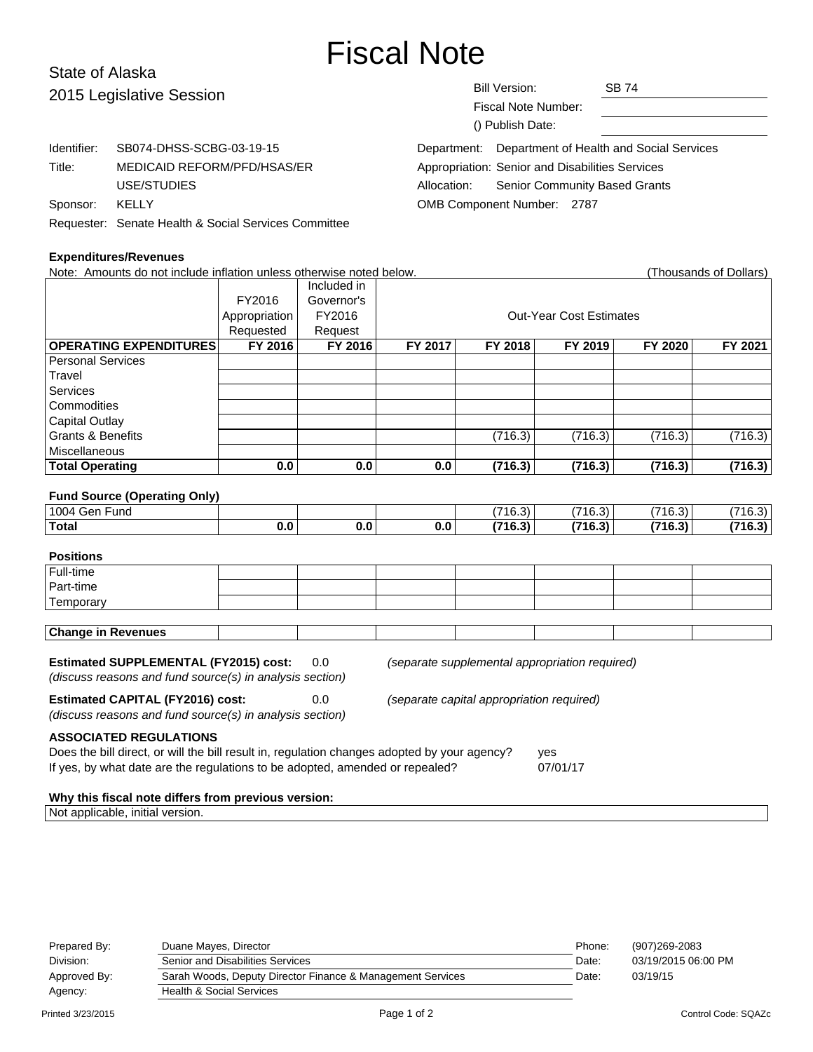# Fiscal Note

State of Alaska
2015 Legislative Session

| | |
|---|---|
| Bill Version: | SB 74 |
| Fiscal Note Number: | |
| () Publish Date: | |

Identifier: SB074-DHSS-SCBG-03-19-15
Title: MEDICAID REFORM/PFD/HSAS/ER USE/STUDIES
Sponsor: KELLY
Requester: Senate Health & Social Services Committee

Department: Department of Health and Social Services
Appropriation: Senior and Disabilities Services
Allocation: Senior Community Based Grants
OMB Component Number: 2787

**Expenditures/Revenues**

Note: Amounts do not include inflation unless otherwise noted below. (Thousands of Dollars)

| | FY2016 Appropriation Requested | Included in Governor's FY2016 Request | Out-Year Cost Estimates | | | | |
|---|---|---|---|---|---|---|---|
| **OPERATING EXPENDITURES** | **FY 2016** | **FY 2016** | **FY 2017** | **FY 2018** | **FY 2019** | **FY 2020** | **FY 2021** |
| Personal Services | | | | | | | |
| Travel | | | | | | | |
| Services | | | | | | | |
| Commodities | | | | | | | |
| Capital Outlay | | | | | | | |
| Grants & Benefits | | | | (716.3) | (716.3) | (716.3) | (716.3) |
| Miscellaneous | | | | | | | |
| **Total Operating** | **0.0** | **0.0** | **0.0** | **(716.3)** | **(716.3)** | **(716.3)** | **(716.3)** |

**Fund Source (Operating Only)**

| | | | | | | | |
|---|---|---|---|---|---|---|---|
| 1004 Gen Fund | | | | (716.3) | (716.3) | (716.3) | (716.3) |
| **Total** | **0.0** | **0.0** | **0.0** | **(716.3)** | **(716.3)** | **(716.3)** | **(716.3)** |

**Positions**

| | | | | | | | |
|---|---|---|---|---|---|---|---|
| Full-time | | | | | | | |
| Part-time | | | | | | | |
| Temporary | | | | | | | |

| | | | | | | | |
|---|---|---|---|---|---|---|---|
| **Change in Revenues** | | | | | | | |

**Estimated SUPPLEMENTAL (FY2015) cost:** 0.0 *(separate supplemental appropriation required)*
*(discuss reasons and fund source(s) in analysis section)*

**Estimated CAPITAL (FY2016) cost:** 0.0 *(separate capital appropriation required)*
*(discuss reasons and fund source(s) in analysis section)*

**ASSOCIATED REGULATIONS**

Does the bill direct, or will the bill result in, regulation changes adopted by your agency? yes
If yes, by what date are the regulations to be adopted, amended or repealed? 07/01/17

**Why this fiscal note differs from previous version:**

Not applicable, initial version.

| | | | |
|---|---|---|---|
| Prepared By: | Duane Mayes, Director | Phone: | (907)269-2083 |
| Division: | Senior and Disabilities Services | Date: | 03/19/2015 06:00 PM |
| Approved By: | Sarah Woods, Deputy Director Finance & Management Services | Date: | 03/19/15 |
| Agency: | Health & Social Services | | |

Printed 3/23/2015 Control Code: SQAZc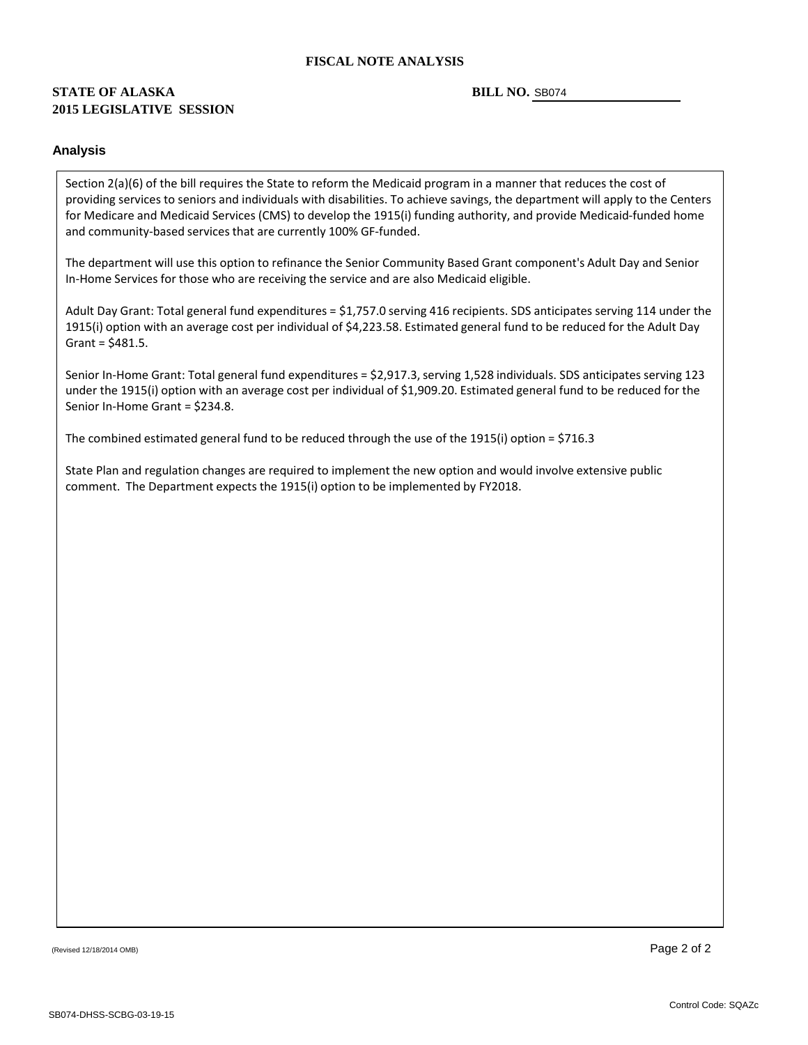**FISCAL NOTE ANALYSIS**

**STATE OF ALASKA**
**2015 LEGISLATIVE SESSION**

**BILL NO.** SB074

## Analysis

Section 2(a)(6) of the bill requires the State to reform the Medicaid program in a manner that reduces the cost of providing services to seniors and individuals with disabilities. To achieve savings, the department will apply to the Centers for Medicare and Medicaid Services (CMS) to develop the 1915(i) funding authority, and provide Medicaid-funded home and community-based services that are currently 100% GF-funded.

The department will use this option to refinance the Senior Community Based Grant component's Adult Day and Senior In-Home Services for those who are receiving the service and are also Medicaid eligible.

Adult Day Grant: Total general fund expenditures = $1,757.0 serving 416 recipients. SDS anticipates serving 114 under the 1915(i) option with an average cost per individual of $4,223.58. Estimated general fund to be reduced for the Adult Day Grant = $481.5.

Senior In-Home Grant: Total general fund expenditures = $2,917.3, serving 1,528 individuals. SDS anticipates serving 123 under the 1915(i) option with an average cost per individual of $1,909.20. Estimated general fund to be reduced for the Senior In-Home Grant = $234.8.

The combined estimated general fund to be reduced through the use of the 1915(i) option = $716.3

State Plan and regulation changes are required to implement the new option and would involve extensive public comment. The Department expects the 1915(i) option to be implemented by FY2018.

(Revised 12/18/2014 OMB)

Control Code: SQAZc

SB074-DHSS-SCBG-03-19-15